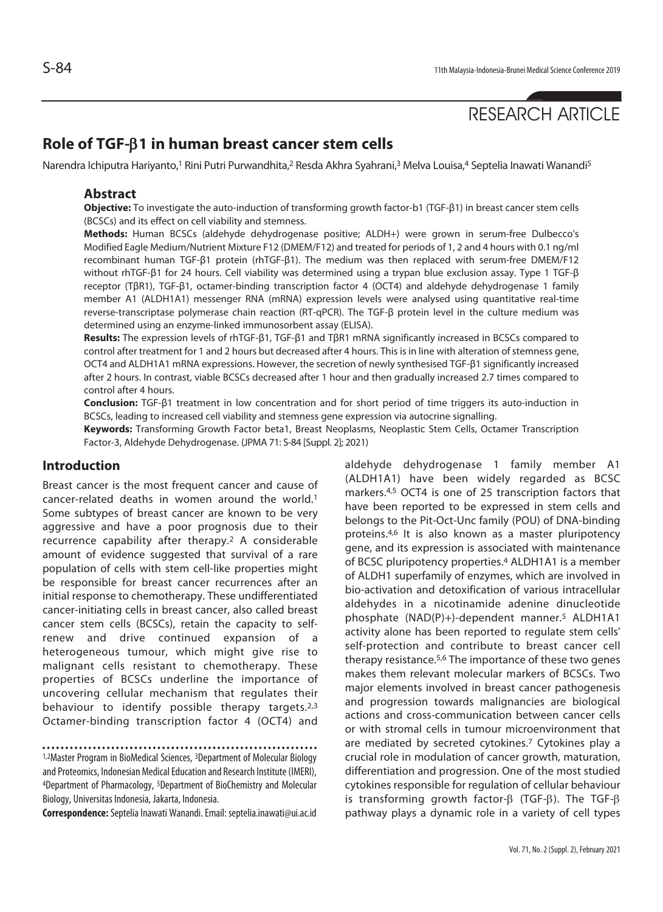RESEARCH ARTICLE

# Role of TGF-β1 in human breast cancer stem cells

Narendra Ichiputra Hariyanto,[1] Rini Putri Purwandhita,[2] Resda Akhra Syahrani,[3] Melva Louisa,[4] Septelia Inawati Wanandi[5]

## Abstract

**Objective:** To investigate the auto-induction of transforming growth factor-b1 (TGF-β1) in breast cancer stem cells (BCSCs) and its effect on cell viability and stemness.

**Methods:** Human BCSCs (aldehyde dehydrogenase positive; ALDH+) were grown in serum-free Dulbecco's Modified Eagle Medium/Nutrient Mixture F12 (DMEM/F12) and treated for periods of 1, 2 and 4 hours with 0.1 ng/ml recombinant human TGF-β1 protein (rhTGF-β1). The medium was then replaced with serum-free DMEM/F12 without rhTGF-β1 for 24 hours. Cell viability was determined using a trypan blue exclusion assay. Type 1 TGF-β receptor (TβR1), TGF-β1, octamer-binding transcription factor 4 (OCT4) and aldehyde dehydrogenase 1 family member A1 (ALDH1A1) messenger RNA (mRNA) expression levels were analysed using quantitative real-time reverse-transcriptase polymerase chain reaction (RT-qPCR). The TGF-β protein level in the culture medium was determined using an enzyme-linked immunosorbent assay (ELISA).

**Results:** The expression levels of rhTGF-β1, TGF-β1 and TβR1 mRNA significantly increased in BCSCs compared to control after treatment for 1 and 2 hours but decreased after 4 hours. This is in line with alteration of stemness gene, OCT4 and ALDH1A1 mRNA expressions. However, the secretion of newly synthesised TGF-β1 significantly increased after 2 hours. In contrast, viable BCSCs decreased after 1 hour and then gradually increased 2.7 times compared to control after 4 hours.

**Conclusion:** TGF-β1 treatment in low concentration and for short period of time triggers its auto-induction in BCSCs, leading to increased cell viability and stemness gene expression via autocrine signalling.

**Keywords:** Transforming Growth Factor beta1, Breast Neoplasms, Neoplastic Stem Cells, Octamer Transcription Factor-3, Aldehyde Dehydrogenase. (JPMA 71: S-84 [Suppl. 2]; 2021)

## Introduction

Breast cancer is the most frequent cancer and cause of cancer-related deaths in women around the world.[1] Some subtypes of breast cancer are known to be very aggressive and have a poor prognosis due to their recurrence capability after therapy.[2] A considerable amount of evidence suggested that survival of a rare population of cells with stem cell-like properties might be responsible for breast cancer recurrences after an initial response to chemotherapy. These undifferentiated cancer-initiating cells in breast cancer, also called breast cancer stem cells (BCSCs), retain the capacity to self-renew and drive continued expansion of a heterogeneous tumour, which might give rise to malignant cells resistant to chemotherapy. These properties of BCSCs underline the importance of uncovering cellular mechanism that regulates their behaviour to identify possible therapy targets.[2,3] Octamer-binding transcription factor 4 (OCT4) and aldehyde dehydrogenase 1 family member A1 (ALDH1A1) have been widely regarded as BCSC markers.[4,5] OCT4 is one of 25 transcription factors that have been reported to be expressed in stem cells and belongs to the Pit-Oct-Unc family (POU) of DNA-binding proteins.[4,6] It is also known as a master pluripotency gene, and its expression is associated with maintenance of BCSC pluripotency properties.[4] ALDH1A1 is a member of ALDH1 superfamily of enzymes, which are involved in bio-activation and detoxification of various intracellular aldehydes in a nicotinamide adenine dinucleotide phosphate (NAD(P)+)-dependent manner.[5] ALDH1A1 activity alone has been reported to regulate stem cells' self-protection and contribute to breast cancer cell therapy resistance.[5,6] The importance of these two genes makes them relevant molecular markers of BCSCs. Two major elements involved in breast cancer pathogenesis and progression towards malignancies are biological actions and cross-communication between cancer cells or with stromal cells in tumour microenvironment that are mediated by secreted cytokines.[7] Cytokines play a crucial role in modulation of cancer growth, maturation, differentiation and progression. One of the most studied cytokines responsible for regulation of cellular behaviour is transforming growth factor-β (TGF-β). The TGF-β pathway plays a dynamic role in a variety of cell types

---

[1,2]Master Program in BioMedical Sciences, [3]Department of Molecular Biology and Proteomics, Indonesian Medical Education and Research Institute (IMERI), [4]Department of Pharmacology, [5]Department of BioChemistry and Molecular Biology, Universitas Indonesia, Jakarta, Indonesia.

**Correspondence:** Septelia Inawati Wanandi. Email: septelia.inawati@ui.ac.id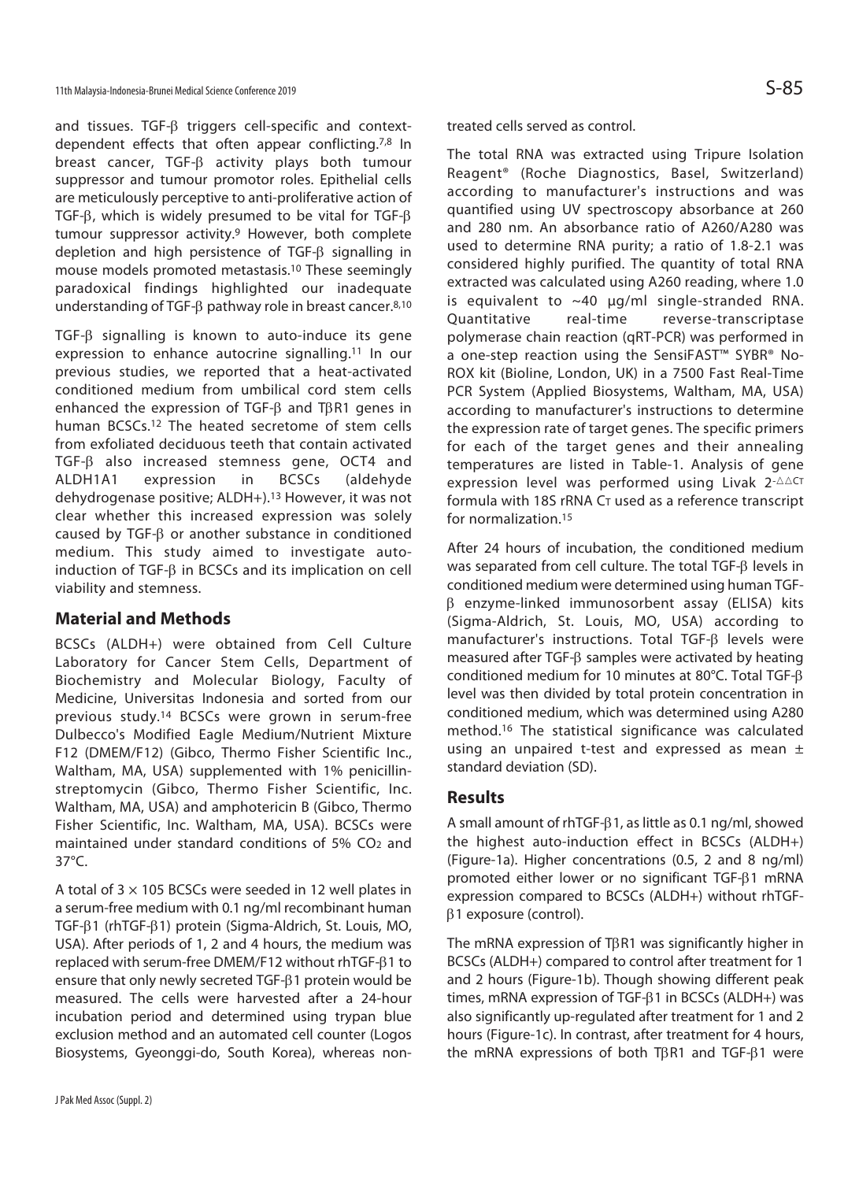and tissues. TGF-β triggers cell-specific and context-dependent effects that often appear conflicting.[7,8] In breast cancer, TGF-β activity plays both tumour suppressor and tumour promotor roles. Epithelial cells are meticulously perceptive to anti-proliferative action of TGF-β, which is widely presumed to be vital for TGF-β tumour suppressor activity.[9] However, both complete depletion and high persistence of TGF-β signalling in mouse models promoted metastasis.[10] These seemingly paradoxical findings highlighted our inadequate understanding of TGF-β pathway role in breast cancer.[8,10]

TGF-β signalling is known to auto-induce its gene expression to enhance autocrine signalling.[11] In our previous studies, we reported that a heat-activated conditioned medium from umbilical cord stem cells enhanced the expression of TGF-β and TβR1 genes in human BCSCs.[12] The heated secretome of stem cells from exfoliated deciduous teeth that contain activated TGF-β also increased stemness gene, OCT4 and ALDH1A1 expression in BCSCs (aldehyde dehydrogenase positive; ALDH+).[13] However, it was not clear whether this increased expression was solely caused by TGF-β or another substance in conditioned medium. This study aimed to investigate auto-induction of TGF-β in BCSCs and its implication on cell viability and stemness.

## Material and Methods

BCSCs (ALDH+) were obtained from Cell Culture Laboratory for Cancer Stem Cells, Department of Biochemistry and Molecular Biology, Faculty of Medicine, Universitas Indonesia and sorted from our previous study.[14] BCSCs were grown in serum-free Dulbecco's Modified Eagle Medium/Nutrient Mixture F12 (DMEM/F12) (Gibco, Thermo Fisher Scientific Inc., Waltham, MA, USA) supplemented with 1% penicillin-streptomycin (Gibco, Thermo Fisher Scientific, Inc. Waltham, MA, USA) and amphotericin B (Gibco, Thermo Fisher Scientific, Inc. Waltham, MA, USA). BCSCs were maintained under standard conditions of 5% $CO_2$ and 37°C.

A total of $3 \times 10^5$ BCSCs were seeded in 12 well plates in a serum-free medium with 0.1 ng/ml recombinant human TGF-β1 (rhTGF-β1) protein (Sigma-Aldrich, St. Louis, MO, USA). After periods of 1, 2 and 4 hours, the medium was replaced with serum-free DMEM/F12 without rhTGF-β1 to ensure that only newly secreted TGF-β1 protein would be measured. The cells were harvested after a 24-hour incubation period and determined using trypan blue exclusion method and an automated cell counter (Logos Biosystems, Gyeonggi-do, South Korea), whereas non-treated cells served as control.

The total RNA was extracted using Tripure Isolation Reagent® (Roche Diagnostics, Basel, Switzerland) according to manufacturer's instructions and was quantified using UV spectroscopy absorbance at 260 and 280 nm. An absorbance ratio of A260/A280 was used to determine RNA purity; a ratio of 1.8-2.1 was considered highly purified. The quantity of total RNA extracted was calculated using A260 reading, where 1.0 is equivalent to ~40 µg/ml single-stranded RNA. Quantitative real-time reverse-transcriptase polymerase chain reaction (qRT-PCR) was performed in a one-step reaction using the SensiFAST™ SYBR® No-ROX kit (Bioline, London, UK) in a 7500 Fast Real-Time PCR System (Applied Biosystems, Waltham, MA, USA) according to manufacturer's instructions to determine the expression rate of target genes. The specific primers for each of the target genes and their annealing temperatures are listed in Table-1. Analysis of gene expression level was performed using Livak $2^{-\Delta\Delta C_T}$ formula with 18S rRNA $C_T$ used as a reference transcript for normalization.[15]

After 24 hours of incubation, the conditioned medium was separated from cell culture. The total TGF-β levels in conditioned medium were determined using human TGF-β enzyme-linked immunosorbent assay (ELISA) kits (Sigma-Aldrich, St. Louis, MO, USA) according to manufacturer's instructions. Total TGF-β levels were measured after TGF-β samples were activated by heating conditioned medium for 10 minutes at 80°C. Total TGF-β level was then divided by total protein concentration in conditioned medium, which was determined using A280 method.[16] The statistical significance was calculated using an unpaired t-test and expressed as mean ± standard deviation (SD).

## Results

A small amount of rhTGF-β1, as little as 0.1 ng/ml, showed the highest auto-induction effect in BCSCs (ALDH+) (Figure-1a). Higher concentrations (0.5, 2 and 8 ng/ml) promoted either lower or no significant TGF-β1 mRNA expression compared to BCSCs (ALDH+) without rhTGF-β1 exposure (control).

The mRNA expression of TβR1 was significantly higher in BCSCs (ALDH+) compared to control after treatment for 1 and 2 hours (Figure-1b). Though showing different peak times, mRNA expression of TGF-β1 in BCSCs (ALDH+) was also significantly up-regulated after treatment for 1 and 2 hours (Figure-1c). In contrast, after treatment for 4 hours, the mRNA expressions of both TβR1 and TGF-β1 were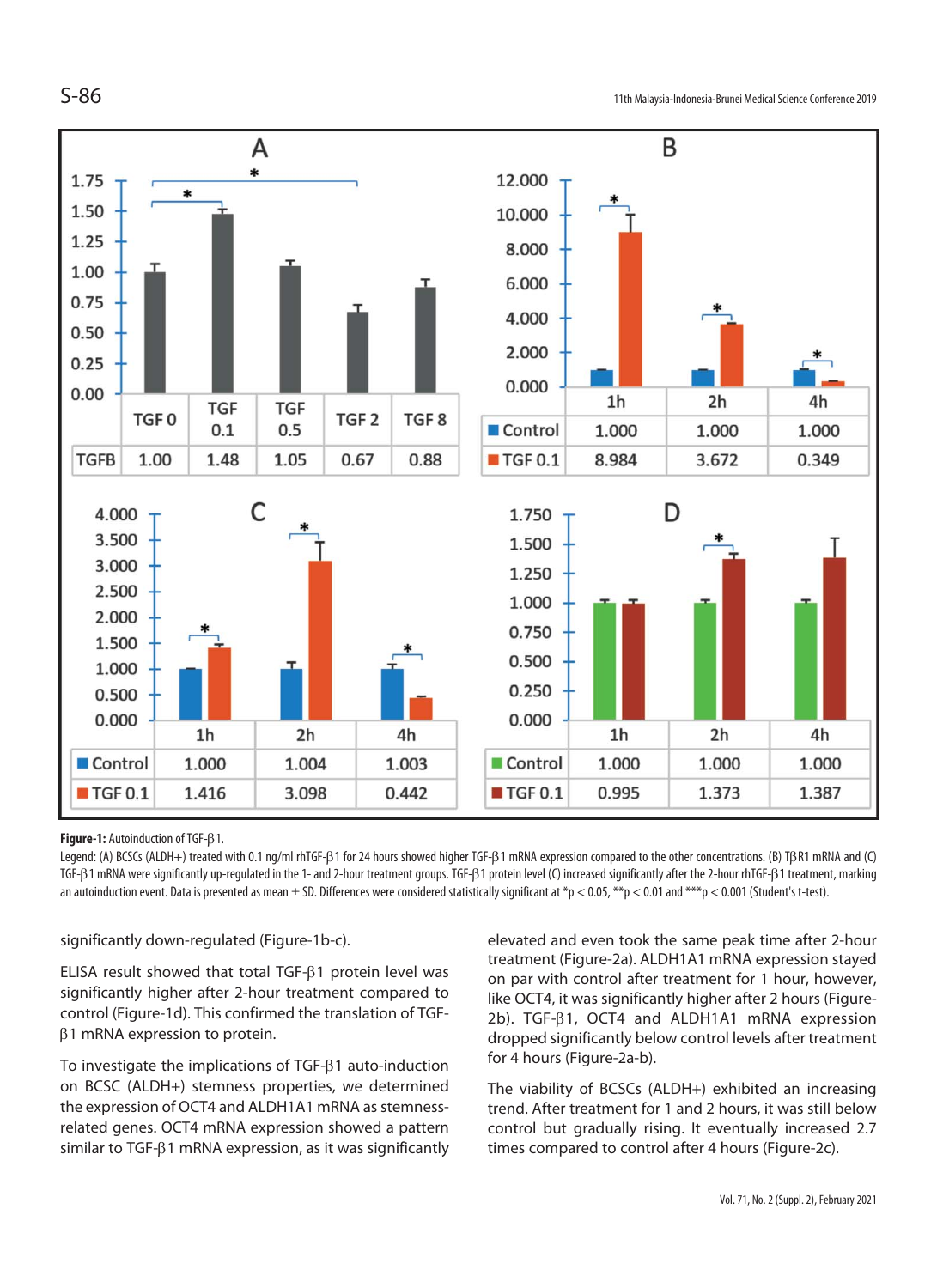| | TGF 0 | TGF 0.1 | TGF 0.5 | TGF 2 | TGF 8 |
|---|---|---|---|---|---|
| TGFB | 1.00 | 1.48 | 1.05 | 0.67 | 0.88 |

| B | 1h | 2h | 4h |
|---|---|---|---|
| Control | 1.000 | 1.000 | 1.000 |
| TGF 0.1 | 8.984 | 3.672 | 0.349 |

| C | 1h | 2h | 4h |
|---|---|---|---|
| Control | 1.000 | 1.004 | 1.003 |
| TGF 0.1 | 1.416 | 3.098 | 0.442 |

| D | 1h | 2h | 4h |
|---|---|---|---|
| Control | 1.000 | 1.000 | 1.000 |
| TGF 0.1 | 0.995 | 1.373 | 1.387 |

**Figure-1:** Autoinduction of TGF-β1.

Legend: (A) BCSCs (ALDH+) treated with 0.1 ng/ml rhTGF-β1 for 24 hours showed higher TGF-β1 mRNA expression compared to the other concentrations. (B) TβR1 mRNA and (C) TGF-β1 mRNA were significantly up-regulated in the 1- and 2-hour treatment groups. TGF-β1 protein level (C) increased significantly after the 2-hour rhTGF-β1 treatment, marking an autoinduction event. Data is presented as mean ± SD. Differences were considered statistically significant at *$p < 0.05$, **$p < 0.01$ and ***$p < 0.001$ (Student's t-test).

significantly down-regulated (Figure-1b-c).

ELISA result showed that total TGF-β1 protein level was significantly higher after 2-hour treatment compared to control (Figure-1d). This confirmed the translation of TGF-β1 mRNA expression to protein.

To investigate the implications of TGF-β1 auto-induction on BCSC (ALDH+) stemness properties, we determined the expression of OCT4 and ALDH1A1 mRNA as stemness-related genes. OCT4 mRNA expression showed a pattern similar to TGF-β1 mRNA expression, as it was significantly elevated and even took the same peak time after 2-hour treatment (Figure-2a). ALDH1A1 mRNA expression stayed on par with control after treatment for 1 hour, however, like OCT4, it was significantly higher after 2 hours (Figure-2b). TGF-β1, OCT4 and ALDH1A1 mRNA expression dropped significantly below control levels after treatment for 4 hours (Figure-2a-b).

The viability of BCSCs (ALDH+) exhibited an increasing trend. After treatment for 1 and 2 hours, it was still below control but gradually rising. It eventually increased 2.7 times compared to control after 4 hours (Figure-2c).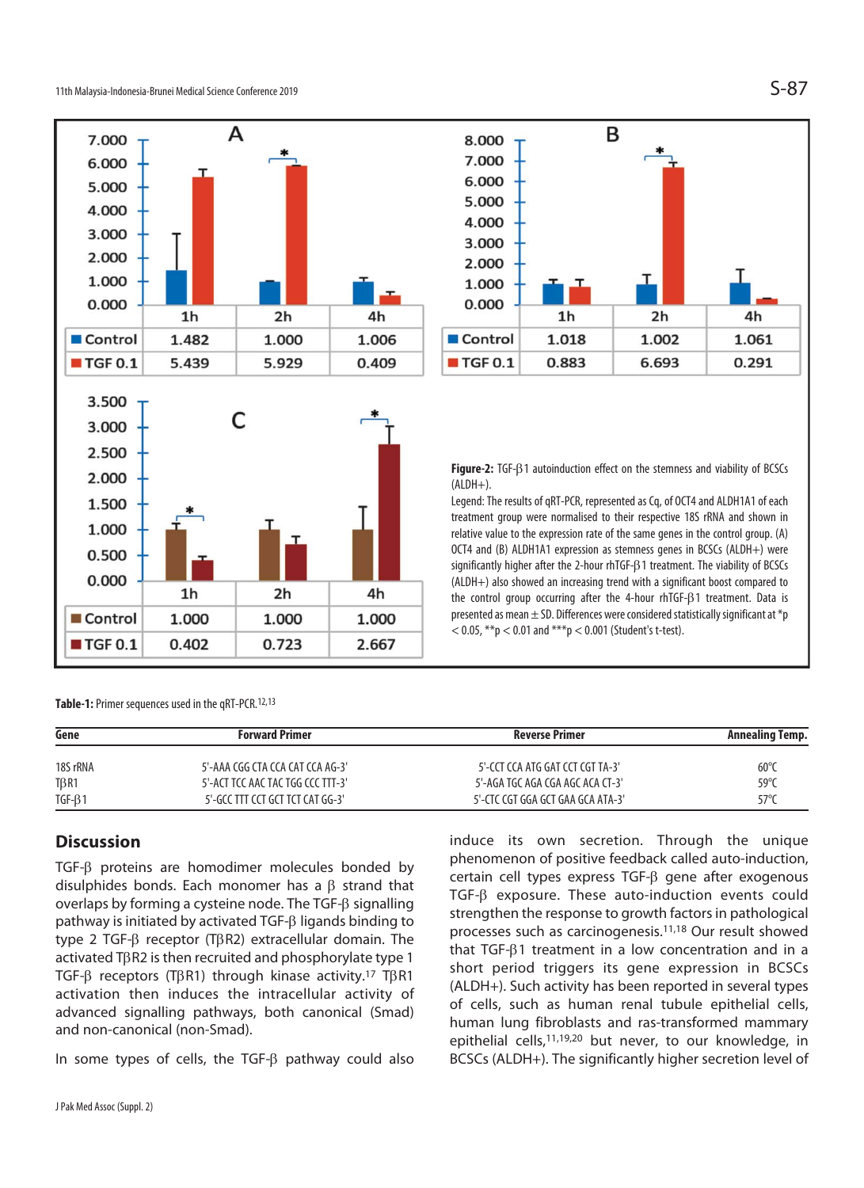| A | 1h | 2h | 4h |
|---|---|---|---|
| Control | 1.482 | 1.000 | 1.006 |
| TGF 0.1 | 5.439 | 5.929 | 0.409 |

| B | 1h | 2h | 4h |
|---|---|---|---|
| Control | 1.018 | 1.002 | 1.061 |
| TGF 0.1 | 0.883 | 6.693 | 0.291 |

| C | 1h | 2h | 4h |
|---|---|---|---|
| Control | 1.000 | 1.000 | 1.000 |
| TGF 0.1 | 0.402 | 0.723 | 2.667 |

**Figure-2:** TGF-β1 autoinduction effect on the stemness and viability of BCSCs (ALDH+).

Legend: The results of qRT-PCR, represented as Cq, of OCT4 and ALDH1A1 of each treatment group were normalised to their respective 18S rRNA and shown in relative value to the expression rate of the same genes in the control group. (A) OCT4 and (B) ALDH1A1 expression as stemness genes in BCSCs (ALDH+) were significantly higher after the 2-hour rhTGF-β1 treatment. The viability of BCSCs (ALDH+) also showed an increasing trend with a significant boost compared to the control group occurring after the 4-hour rhTGF-β1 treatment. Data is presented as mean ± SD. Differences were considered statistically significant at \*$p < 0.05$, \*\*$p < 0.01$ and \*\*\*$p < 0.001$ (Student's t-test).

**Table-1:** Primer sequences used in the qRT-PCR.[12,13]

| Gene | Forward Primer | Reverse Primer | Annealing Temp. |
|---|---|---|---|
| 18S rRNA | 5'-AAA CGG CTA CCA CAT CCA AG-3' | 5'-CCT CCA ATG GAT CCT CGT TA-3' | 60°C |
| TβR1 | 5'-ACT TCC AAC TAC TGG CCC TTT-3' | 5'-AGA TGC AGA CGA AGC ACA CT-3' | 59°C |
| TGF-β1 | 5'-GCC TTT CCT GCT TCT CAT GG-3' | 5'-CTC CGT GGA GCT GAA GCA ATA-3' | 57°C |

## Discussion

TGF-β proteins are homodimer molecules bonded by disulphides bonds. Each monomer has a β strand that overlaps by forming a cysteine node. The TGF-β signalling pathway is initiated by activated TGF-β ligands binding to type 2 TGF-β receptor (TβR2) extracellular domain. The activated TβR2 is then recruited and phosphorylate type 1 TGF-β receptors (TβR1) through kinase activity.[17] TβR1 activation then induces the intracellular activity of advanced signalling pathways, both canonical (Smad) and non-canonical (non-Smad).

In some types of cells, the TGF-β pathway could also induce its own secretion. Through the unique phenomenon of positive feedback called auto-induction, certain cell types express TGF-β gene after exogenous TGF-β exposure. These auto-induction events could strengthen the response to growth factors in pathological processes such as carcinogenesis.[11,18] Our result showed that TGF-β1 treatment in a low concentration and in a short period triggers its gene expression in BCSCs (ALDH+). Such activity has been reported in several types of cells, such as human renal tubule epithelial cells, human lung fibroblasts and ras-transformed mammary epithelial cells,[11,19,20] but never, to our knowledge, in BCSCs (ALDH+). The significantly higher secretion level of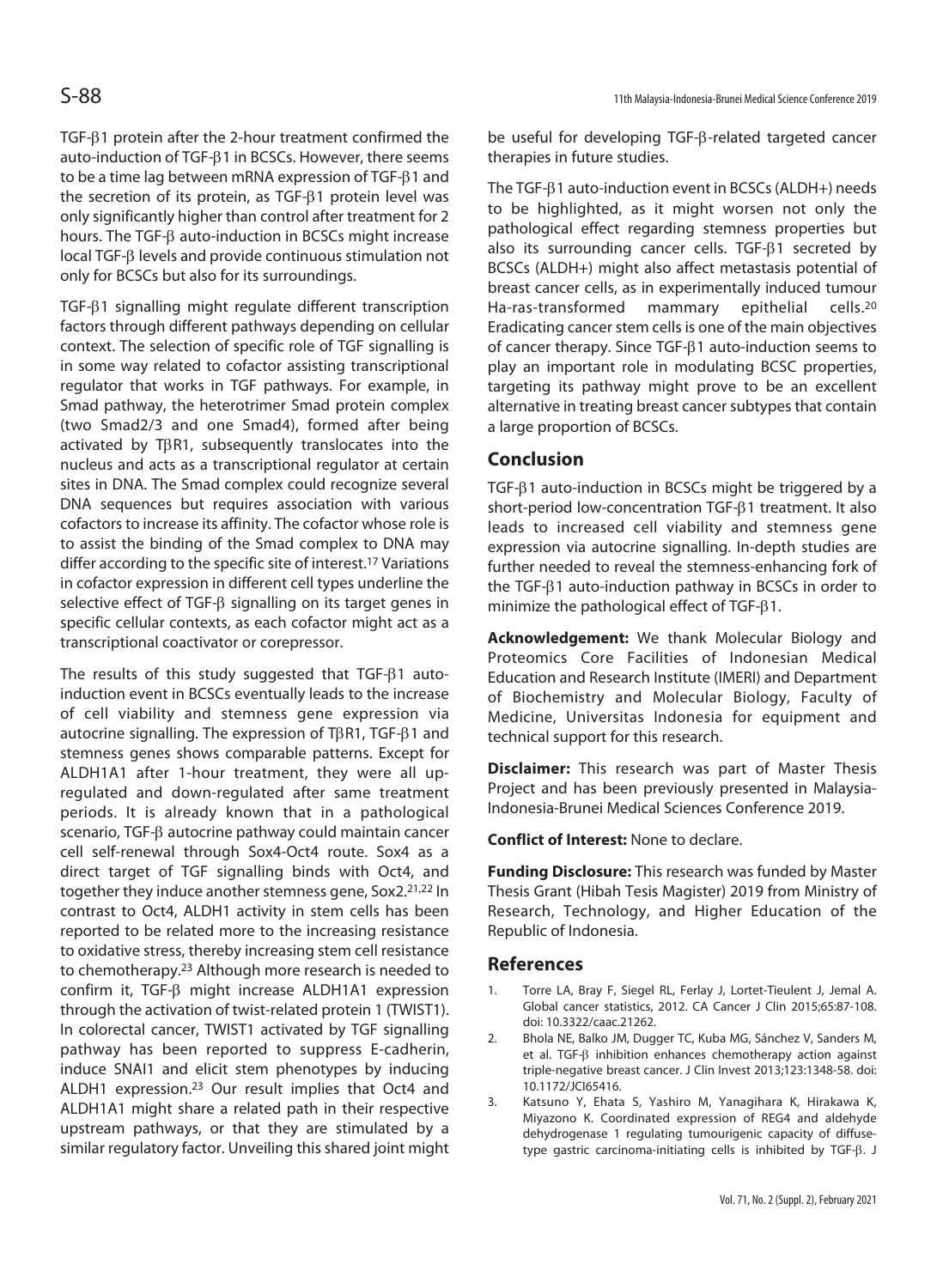TGF-β1 protein after the 2-hour treatment confirmed the auto-induction of TGF-β1 in BCSCs. However, there seems to be a time lag between mRNA expression of TGF-β1 and the secretion of its protein, as TGF-β1 protein level was only significantly higher than control after treatment for 2 hours. The TGF-β auto-induction in BCSCs might increase local TGF-β levels and provide continuous stimulation not only for BCSCs but also for its surroundings.

TGF-β1 signalling might regulate different transcription factors through different pathways depending on cellular context. The selection of specific role of TGF signalling is in some way related to cofactor assisting transcriptional regulator that works in TGF pathways. For example, in Smad pathway, the heterotrimer Smad protein complex (two Smad2/3 and one Smad4), formed after being activated by TβR1, subsequently translocates into the nucleus and acts as a transcriptional regulator at certain sites in DNA. The Smad complex could recognize several DNA sequences but requires association with various cofactors to increase its affinity. The cofactor whose role is to assist the binding of the Smad complex to DNA may differ according to the specific site of interest.[17] Variations in cofactor expression in different cell types underline the selective effect of TGF-β signalling on its target genes in specific cellular contexts, as each cofactor might act as a transcriptional coactivator or corepressor.

The results of this study suggested that TGF-β1 auto-induction event in BCSCs eventually leads to the increase of cell viability and stemness gene expression via autocrine signalling. The expression of TβR1, TGF-β1 and stemness genes shows comparable patterns. Except for ALDH1A1 after 1-hour treatment, they were all up-regulated and down-regulated after same treatment periods. It is already known that in a pathological scenario, TGF-β autocrine pathway could maintain cancer cell self-renewal through Sox4-Oct4 route. Sox4 as a direct target of TGF signalling binds with Oct4, and together they induce another stemness gene, Sox2.[21,22] In contrast to Oct4, ALDH1 activity in stem cells has been reported to be related more to the increasing resistance to oxidative stress, thereby increasing stem cell resistance to chemotherapy.[23] Although more research is needed to confirm it, TGF-β might increase ALDH1A1 expression through the activation of twist-related protein 1 (TWIST1). In colorectal cancer, TWIST1 activated by TGF signalling pathway has been reported to suppress E-cadherin, induce SNAI1 and elicit stem phenotypes by inducing ALDH1 expression.[23] Our result implies that Oct4 and ALDH1A1 might share a related path in their respective upstream pathways, or that they are stimulated by a similar regulatory factor. Unveiling this shared joint might be useful for developing TGF-β-related targeted cancer therapies in future studies.

The TGF-β1 auto-induction event in BCSCs (ALDH+) needs to be highlighted, as it might worsen not only the pathological effect regarding stemness properties but also its surrounding cancer cells. TGF-β1 secreted by BCSCs (ALDH+) might also affect metastasis potential of breast cancer cells, as in experimentally induced tumour Ha-ras-transformed mammary epithelial cells.[20] Eradicating cancer stem cells is one of the main objectives of cancer therapy. Since TGF-β1 auto-induction seems to play an important role in modulating BCSC properties, targeting its pathway might prove to be an excellent alternative in treating breast cancer subtypes that contain a large proportion of BCSCs.

## Conclusion

TGF-β1 auto-induction in BCSCs might be triggered by a short-period low-concentration TGF-β1 treatment. It also leads to increased cell viability and stemness gene expression via autocrine signalling. In-depth studies are further needed to reveal the stemness-enhancing fork of the TGF-β1 auto-induction pathway in BCSCs in order to minimize the pathological effect of TGF-β1.

**Acknowledgement:** We thank Molecular Biology and Proteomics Core Facilities of Indonesian Medical Education and Research Institute (IMERI) and Department of Biochemistry and Molecular Biology, Faculty of Medicine, Universitas Indonesia for equipment and technical support for this research.

**Disclaimer:** This research was part of Master Thesis Project and has been previously presented in Malaysia-Indonesia-Brunei Medical Sciences Conference 2019.

**Conflict of Interest:** None to declare.

**Funding Disclosure:** This research was funded by Master Thesis Grant (Hibah Tesis Magister) 2019 from Ministry of Research, Technology, and Higher Education of the Republic of Indonesia.

## References

1. Torre LA, Bray F, Siegel RL, Ferlay J, Lortet-Tieulent J, Jemal A. Global cancer statistics, 2012. CA Cancer J Clin 2015;65:87-108. doi: 10.3322/caac.21262.
2. Bhola NE, Balko JM, Dugger TC, Kuba MG, Sánchez V, Sanders M, et al. TGF-β inhibition enhances chemotherapy action against triple-negative breast cancer. J Clin Invest 2013;123:1348-58. doi: 10.1172/JCI65416.
3. Katsuno Y, Ehata S, Yashiro M, Yanagihara K, Hirakawa K, Miyazono K. Coordinated expression of REG4 and aldehyde dehydrogenase 1 regulating tumourigenic capacity of diffuse-type gastric carcinoma-initiating cells is inhibited by TGF-β. J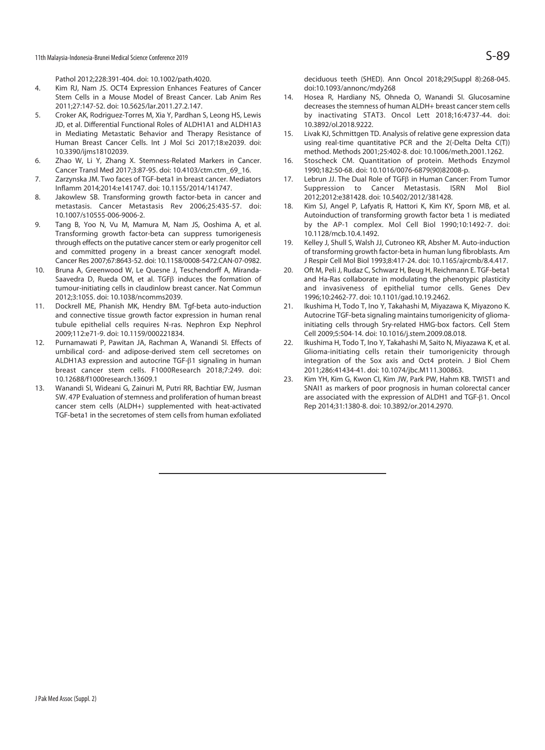Pathol 2012;228:391-404. doi: 10.1002/path.4020.

4. Kim RJ, Nam JS. OCT4 Expression Enhances Features of Cancer Stem Cells in a Mouse Model of Breast Cancer. Lab Anim Res 2011;27:147-52. doi: 10.5625/lar.2011.27.2.147.
5. Croker AK, Rodriguez-Torres M, Xia Y, Pardhan S, Leong HS, Lewis JD, et al. Differential Functional Roles of ALDH1A1 and ALDH1A3 in Mediating Metastatic Behavior and Therapy Resistance of Human Breast Cancer Cells. Int J Mol Sci 2017;18:e2039. doi: 10.3390/ijms18102039.
6. Zhao W, Li Y, Zhang X. Stemness-Related Markers in Cancer. Cancer Transl Med 2017;3:87-95. doi: 10.4103/ctm.ctm_69_16.
7. Zarzynska JM. Two faces of TGF-beta1 in breast cancer. Mediators Inflamm 2014;2014:e141747. doi: 10.1155/2014/141747.
8. Jakowlew SB. Transforming growth factor-beta in cancer and metastasis. Cancer Metastasis Rev 2006;25:435-57. doi: 10.1007/s10555-006-9006-2.
9. Tang B, Yoo N, Vu M, Mamura M, Nam JS, Ooshima A, et al. Transforming growth factor-beta can suppress tumorigenesis through effects on the putative cancer stem or early progenitor cell and committed progeny in a breast cancer xenograft model. Cancer Res 2007;67:8643-52. doi: 10.1158/0008-5472.CAN-07-0982.
10. Bruna A, Greenwood W, Le Quesne J, Teschendorff A, Miranda-Saavedra D, Rueda OM, et al. TGFβ induces the formation of tumour-initiating cells in claudinlow breast cancer. Nat Commun 2012;3:1055. doi: 10.1038/ncomms2039.
11. Dockrell ME, Phanish MK, Hendry BM. Tgf-beta auto-induction and connective tissue growth factor expression in human renal tubule epithelial cells requires N-ras. Nephron Exp Nephrol 2009;112:e71-9. doi: 10.1159/000221834.
12. Purnamawati P, Pawitan JA, Rachman A, Wanandi SI. Effects of umbilical cord- and adipose-derived stem cell secretomes on ALDH1A3 expression and autocrine TGF-β1 signaling in human breast cancer stem cells. F1000Research 2018;7:249. doi: 10.12688/f1000research.13609.1
13. Wanandi SI, Wideani G, Zainuri M, Putri RR, Bachtiar EW, Jusman SW. 47P Evaluation of stemness and proliferation of human breast cancer stem cells (ALDH+) supplemented with heat-activated TGF-beta1 in the secretomes of stem cells from human exfoliated deciduous teeth (SHED). Ann Oncol 2018;29(Suppl 8):268-045. doi:10.1093/annonc/mdy268
14. Hosea R, Hardiany NS, Ohneda O, Wanandi SI. Glucosamine decreases the stemness of human ALDH+ breast cancer stem cells by inactivating STAT3. Oncol Lett 2018;16:4737-44. doi: 10.3892/ol.2018.9222.
15. Livak KJ, Schmittgen TD. Analysis of relative gene expression data using real-time quantitative PCR and the 2(-Delta Delta C(T)) method. Methods 2001;25:402-8. doi: 10.1006/meth.2001.1262.
16. Stoscheck CM. Quantitation of protein. Methods Enzymol 1990;182:50-68. doi: 10.1016/0076-6879(90)82008-p.
17. Lebrun JJ. The Dual Role of TGFβ in Human Cancer: From Tumor Suppression to Cancer Metastasis. ISRN Mol Biol 2012;2012:e381428. doi: 10.5402/2012/381428.
18. Kim SJ, Angel P, Lafyatis R, Hattori K, Kim KY, Sporn MB, et al. Autoinduction of transforming growth factor beta 1 is mediated by the AP-1 complex. Mol Cell Biol 1990;10:1492-7. doi: 10.1128/mcb.10.4.1492.
19. Kelley J, Shull S, Walsh JJ, Cutroneo KR, Absher M. Auto-induction of transforming growth factor-beta in human lung fibroblasts. Am J Respir Cell Mol Biol 1993;8:417-24. doi: 10.1165/ajrcmb/8.4.417.
20. Oft M, Peli J, Rudaz C, Schwarz H, Beug H, Reichmann E. TGF-beta1 and Ha-Ras collaborate in modulating the phenotypic plasticity and invasiveness of epithelial tumor cells. Genes Dev 1996;10:2462-77. doi: 10.1101/gad.10.19.2462.
21. Ikushima H, Todo T, Ino Y, Takahashi M, Miyazawa K, Miyazono K. Autocrine TGF-beta signaling maintains tumorigenicity of glioma-initiating cells through Sry-related HMG-box factors. Cell Stem Cell 2009;5:504-14. doi: 10.1016/j.stem.2009.08.018.
22. Ikushima H, Todo T, Ino Y, Takahashi M, Saito N, Miyazawa K, et al. Glioma-initiating cells retain their tumorigenicity through integration of the Sox axis and Oct4 protein. J Biol Chem 2011;286:41434-41. doi: 10.1074/jbc.M111.300863.
23. Kim YH, Kim G, Kwon CI, Kim JW, Park PW, Hahm KB. TWIST1 and SNAI1 as markers of poor prognosis in human colorectal cancer are associated with the expression of ALDH1 and TGF-β1. Oncol Rep 2014;31:1380-8. doi: 10.3892/or.2014.2970.